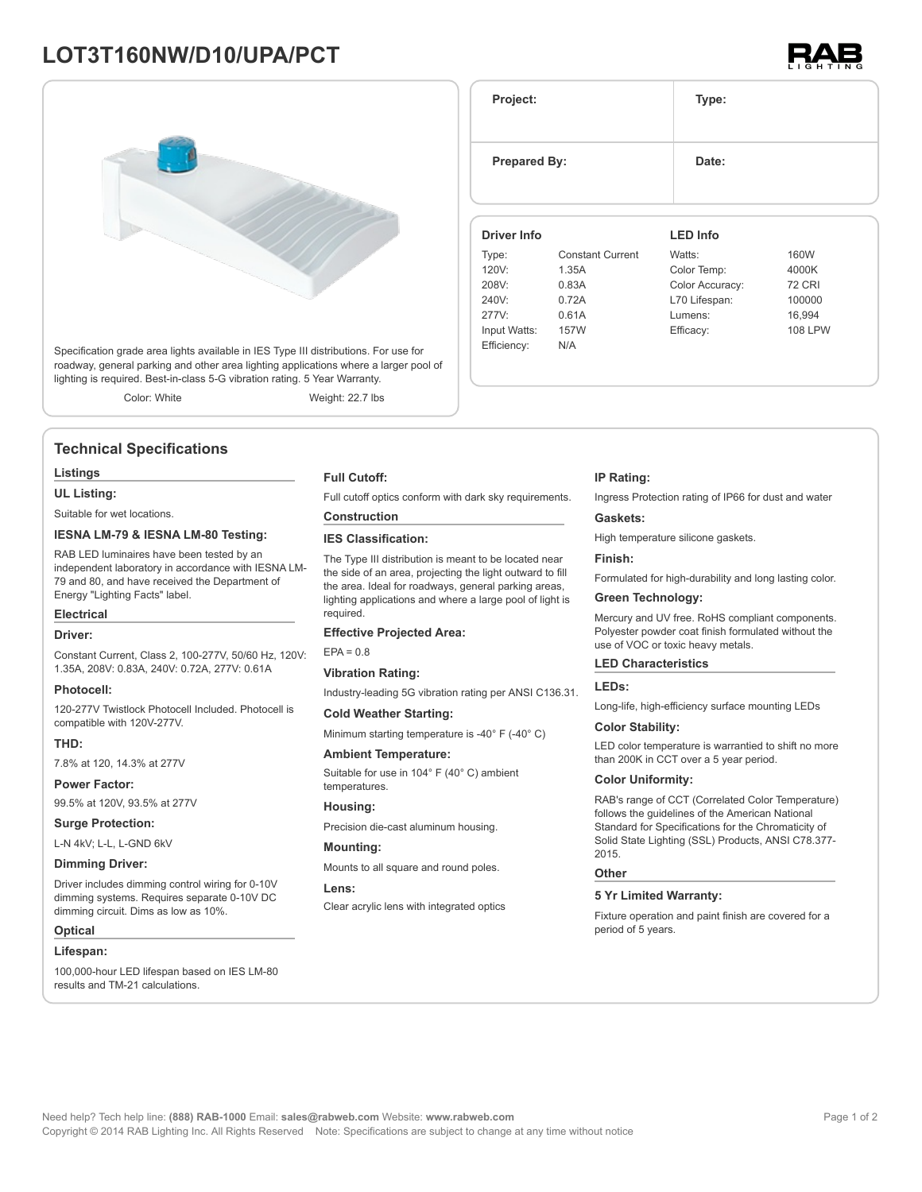# LOT3T160NW/D10/UPA/PCT

Specification grade area lights available in IES Type III distributions. For use for roadway, general parking and other area lighting applications where a larger pool of lighting is required. Best-in-class 5-G vibration rating. 5 Year Warranty.

Color: White

Weight: 22.7 lbs

| Project: | Type: |
|---|---|
| Prepared By: | Date: |

**Driver Info**

| | |
|---|---|
| Type: | Constant Current |
| 120V: | 1.35A |
| 208V: | 0.83A |
| 240V: | 0.72A |
| 277V: | 0.61A |
| Input Watts: | 157W |
| Efficiency: | N/A |

**LED Info**

| | |
|---|---|
| Watts: | 160W |
| Color Temp: | 4000K |
| Color Accuracy: | 72 CRI |
| L70 Lifespan: | 100000 |
| Lumens: | 16,994 |
| Efficacy: | 108 LPW |

## Technical Specifications

### Listings

**UL Listing:**

Suitable for wet locations.

**IESNA LM-79 & IESNA LM-80 Testing:**

RAB LED luminaires have been tested by an independent laboratory in accordance with IESNA LM-79 and 80, and have received the Department of Energy "Lighting Facts" label.

### Electrical

**Driver:**

Constant Current, Class 2, 100-277V, 50/60 Hz, 120V: 1.35A, 208V: 0.83A, 240V: 0.72A, 277V: 0.61A

**Photocell:**

120-277V Twistlock Photocell Included. Photocell is compatible with 120V-277V.

**THD:**

7.8% at 120, 14.3% at 277V

**Power Factor:**

99.5% at 120V, 93.5% at 277V

**Surge Protection:**

L-N 4kV; L-L, L-GND 6kV

**Dimming Driver:**

Driver includes dimming control wiring for 0-10V dimming systems. Requires separate 0-10V DC dimming circuit. Dims as low as 10%.

### Optical

**Lifespan:**

100,000-hour LED lifespan based on IES LM-80 results and TM-21 calculations.

**Full Cutoff:**

Full cutoff optics conform with dark sky requirements.

### Construction

**IES Classification:**

The Type III distribution is meant to be located near the side of an area, projecting the light outward to fill the area. Ideal for roadways, general parking areas, lighting applications and where a large pool of light is required.

**Effective Projected Area:**

EPA = 0.8

**Vibration Rating:**

Industry-leading 5G vibration rating per ANSI C136.31.

**Cold Weather Starting:**

Minimum starting temperature is -40° F (-40° C)

**Ambient Temperature:**

Suitable for use in 104° F (40° C) ambient temperatures.

**Housing:**

Precision die-cast aluminum housing.

**Mounting:**

Mounts to all square and round poles.

**Lens:**

Clear acrylic lens with integrated optics

**IP Rating:**

Ingress Protection rating of IP66 for dust and water

**Gaskets:**

High temperature silicone gaskets.

**Finish:**

Formulated for high-durability and long lasting color.

**Green Technology:**

Mercury and UV free. RoHS compliant components. Polyester powder coat finish formulated without the use of VOC or toxic heavy metals.

### LED Characteristics

**LEDs:**

Long-life, high-efficiency surface mounting LEDs

**Color Stability:**

LED color temperature is warrantied to shift no more than 200K in CCT over a 5 year period.

**Color Uniformity:**

RAB's range of CCT (Correlated Color Temperature) follows the guidelines of the American National Standard for Specifications for the Chromaticity of Solid State Lighting (SSL) Products, ANSI C78.377-2015.

### Other

**5 Yr Limited Warranty:**

Fixture operation and paint finish are covered for a period of 5 years.

Need help? Tech help line: **(888) RAB-1000** Email: **sales@rabweb.com** Website: **www.rabweb.com**

Copyright © 2014 RAB Lighting Inc. All Rights Reserved Note: Specifications are subject to change at any time without notice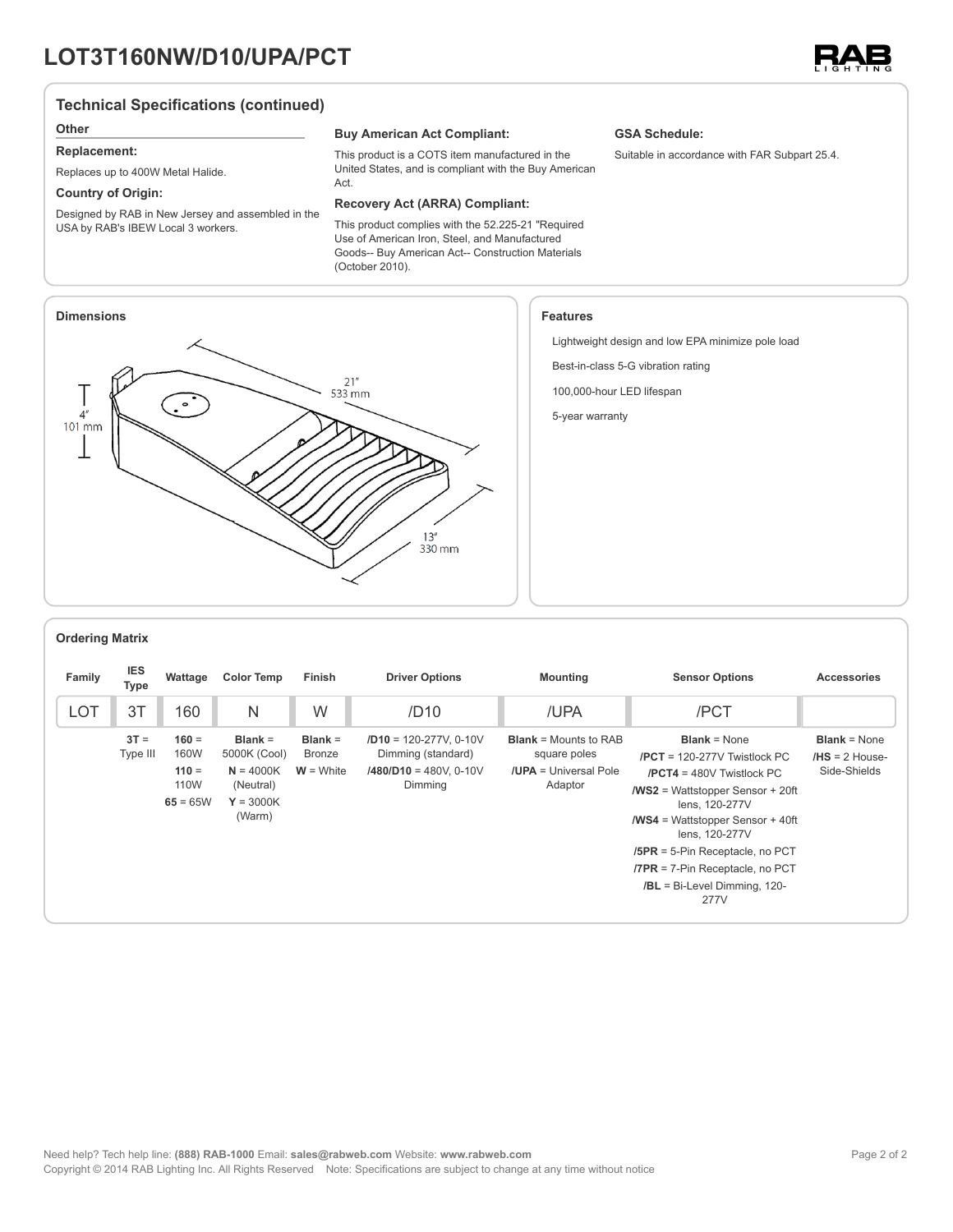# LOT3T160NW/D10/UPA/PCT

## Technical Specifications (continued)

### Other

**Replacement:**

Replaces up to 400W Metal Halide.

**Country of Origin:**

Designed by RAB in New Jersey and assembled in the USA by RAB's IBEW Local 3 workers.

**Buy American Act Compliant:**

This product is a COTS item manufactured in the United States, and is compliant with the Buy American Act.

**Recovery Act (ARRA) Compliant:**

This product complies with the 52.225-21 "Required Use of American Iron, Steel, and Manufactured Goods-- Buy American Act-- Construction Materials (October 2010).

**GSA Schedule:**

Suitable in accordance with FAR Subpart 25.4.

## Dimensions

4"
101 mm

21"
533 mm

13"
330 mm

## Features

- Lightweight design and low EPA minimize pole load
- Best-in-class 5-G vibration rating
- 100,000-hour LED lifespan
- 5-year warranty

## Ordering Matrix

| Family | IES Type | Wattage | Color Temp | Finish | Driver Options | Mounting | Sensor Options | Accessories |
|---|---|---|---|---|---|---|---|---|
| LOT | 3T | 160 | N | W | /D10 | /UPA | /PCT | |
| | **3T** = Type III | **160** = 160W<br>**110** = 110W<br>**65** = 65W | **Blank** = 5000K (Cool)<br>**N** = 4000K (Neutral)<br>**Y** = 3000K (Warm) | **Blank** = Bronze<br>**W** = White | **/D10** = 120-277V, 0-10V Dimming (standard)<br>**/480/D10** = 480V, 0-10V Dimming | **Blank** = Mounts to RAB square poles<br>**/UPA** = Universal Pole Adaptor | **Blank** = None<br>**/PCT** = 120-277V Twistlock PC<br>**/PCT4** = 480V Twistlock PC<br>**/WS2** = Wattstopper Sensor + 20ft lens, 120-277V<br>**/WS4** = Wattstopper Sensor + 40ft lens, 120-277V<br>**/5PR** = 5-Pin Receptacle, no PCT<br>**/7PR** = 7-Pin Receptacle, no PCT<br>**/BL** = Bi-Level Dimming, 120-277V | **Blank** = None<br>**/HS** = 2 House-Side-Shields |

Need help? Tech help line: **(888) RAB-1000** Email: **sales@rabweb.com** Website: **www.rabweb.com**
Copyright © 2014 RAB Lighting Inc. All Rights Reserved Note: Specifications are subject to change at any time without notice